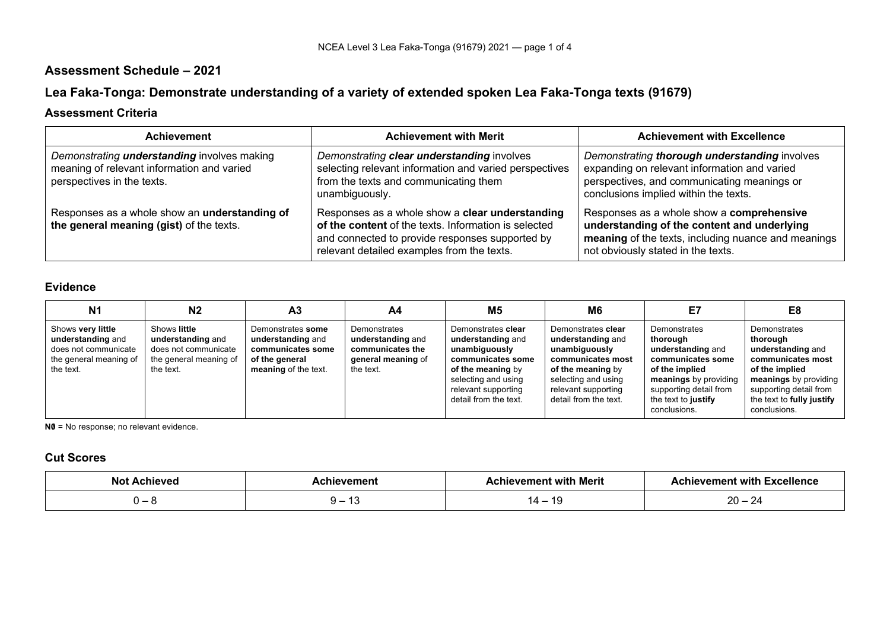# Assessment Schedule – 2021

## Lea Faka-Tonga: Demonstrate understanding of a variety of extended spoken Lea Faka-Tonga texts (91679)

### Assessment Criteria

| Achievement | Achievement with Merit | Achievement with Excellence |
|---|---|---|
| *Demonstrating **understanding** involves making meaning of relevant information and varied perspectives in the texts.* | *Demonstrating **clear understanding** involves selecting relevant information and varied perspectives from the texts and communicating them unambiguously.* | *Demonstrating **thorough understanding** involves expanding on relevant information and varied perspectives, and communicating meanings or conclusions implied within the texts.* |
| Responses as a whole show an **understanding of the general meaning (gist)** of the texts. | Responses as a whole show a **clear understanding of the content** of the texts. Information is selected and connected to provide responses supported by relevant detailed examples from the texts. | Responses as a whole show a **comprehensive understanding of the content and underlying meaning** of the texts, including nuance and meanings not obviously stated in the texts. |

### Evidence

| N1 | N2 | A3 | A4 | M5 | M6 | E7 | E8 |
|---|---|---|---|---|---|---|---|
| Shows **very little understanding** and does not communicate the general meaning of the text. | Shows **little understanding** and does not communicate the general meaning of the text. | Demonstrates **some understanding** and **communicates some of the general meaning** of the text. | Demonstrates **understanding** and **communicates the general meaning** of the text. | Demonstrates **clear understanding** and **unambiguously communicates some of the meaning** by selecting and using relevant supporting detail from the text. | Demonstrates **clear understanding** and **unambiguously communicates most of the meaning** by selecting and using relevant supporting detail from the text. | Demonstrates **thorough understanding** and **communicates some of the implied meanings** by providing supporting detail from the text to **justify** conclusions. | Demonstrates **thorough understanding** and **communicates most of the implied meanings** by providing supporting detail from the text to **fully justify** conclusions. |

**N0** = No response; no relevant evidence.

### Cut Scores

| Not Achieved | Achievement | Achievement with Merit | Achievement with Excellence |
|---|---|---|---|
| 0 – 8 | 9 – 13 | 14 – 19 | 20 – 24 |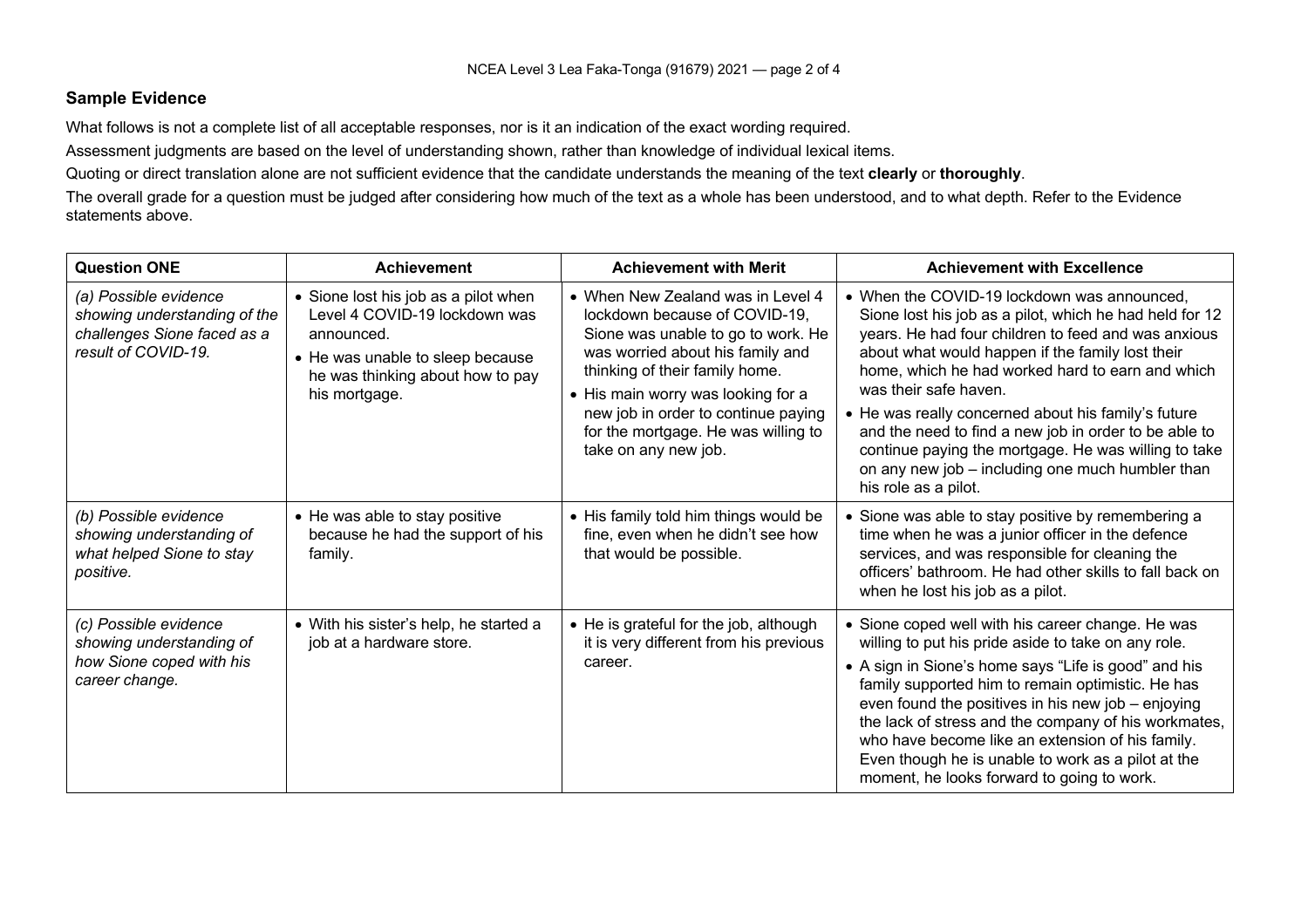## Sample Evidence

What follows is not a complete list of all acceptable responses, nor is it an indication of the exact wording required.

Assessment judgments are based on the level of understanding shown, rather than knowledge of individual lexical items.

Quoting or direct translation alone are not sufficient evidence that the candidate understands the meaning of the text **clearly** or **thoroughly**.

The overall grade for a question must be judged after considering how much of the text as a whole has been understood, and to what depth. Refer to the Evidence statements above.

| Question ONE | Achievement | Achievement with Merit | Achievement with Excellence |
|---|---|---|---|
| *(a) Possible evidence showing understanding of the challenges Sione faced as a result of COVID-19.* | • Sione lost his job as a pilot when Level 4 COVID-19 lockdown was announced.<br>• He was unable to sleep because he was thinking about how to pay his mortgage. | • When New Zealand was in Level 4 lockdown because of COVID-19, Sione was unable to go to work. He was worried about his family and thinking of their family home.<br>• His main worry was looking for a new job in order to continue paying for the mortgage. He was willing to take on any new job. | • When the COVID-19 lockdown was announced, Sione lost his job as a pilot, which he had held for 12 years. He had four children to feed and was anxious about what would happen if the family lost their home, which he had worked hard to earn and which was their safe haven.<br>• He was really concerned about his family's future and the need to find a new job in order to be able to continue paying the mortgage. He was willing to take on any new job – including one much humbler than his role as a pilot. |
| *(b) Possible evidence showing understanding of what helped Sione to stay positive.* | • He was able to stay positive because he had the support of his family. | • His family told him things would be fine, even when he didn't see how that would be possible. | • Sione was able to stay positive by remembering a time when he was a junior officer in the defence services, and was responsible for cleaning the officers' bathroom. He had other skills to fall back on when he lost his job as a pilot. |
| *(c) Possible evidence showing understanding of how Sione coped with his career change.* | • With his sister's help, he started a job at a hardware store. | • He is grateful for the job, although it is very different from his previous career. | • Sione coped well with his career change. He was willing to put his pride aside to take on any role.<br>• A sign in Sione's home says "Life is good" and his family supported him to remain optimistic. He has even found the positives in his new job – enjoying the lack of stress and the company of his workmates, who have become like an extension of his family. Even though he is unable to work as a pilot at the moment, he looks forward to going to work. |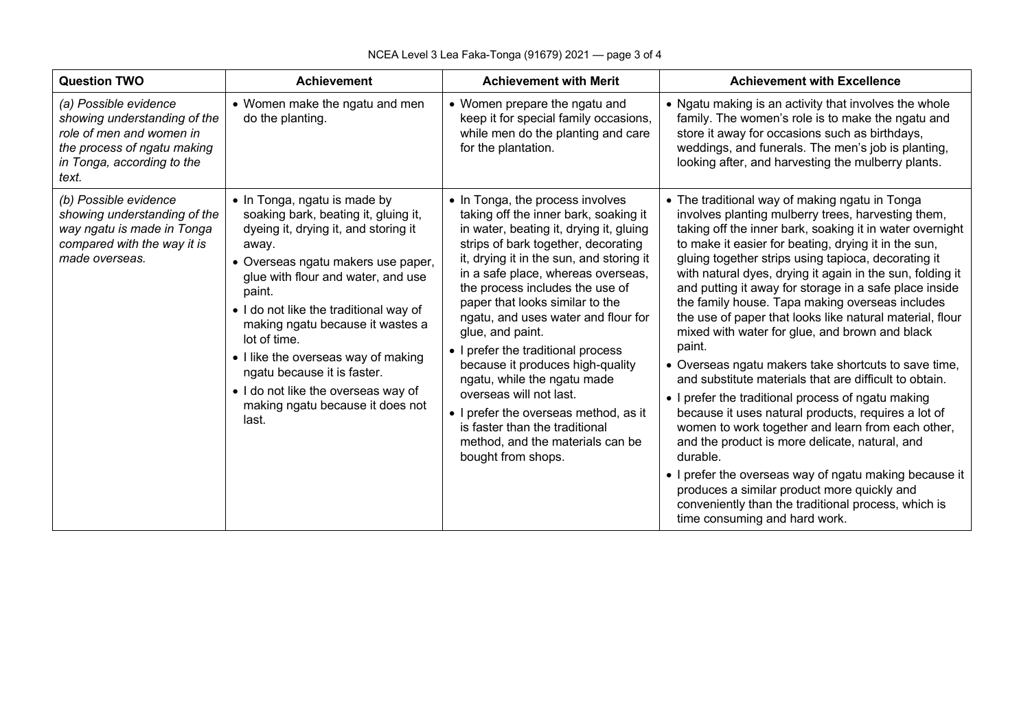| Question TWO | Achievement | Achievement with Merit | Achievement with Excellence |
|---|---|---|---|
| *(a) Possible evidence showing understanding of the role of men and women in the process of ngatu making in Tonga, according to the text.* | • Women make the ngatu and men do the planting. | • Women prepare the ngatu and keep it for special family occasions, while men do the planting and care for the plantation. | • Ngatu making is an activity that involves the whole family. The women's role is to make the ngatu and store it away for occasions such as birthdays, weddings, and funerals. The men's job is planting, looking after, and harvesting the mulberry plants. |
| *(b) Possible evidence showing understanding of the way ngatu is made in Tonga compared with the way it is made overseas.* | • In Tonga, ngatu is made by soaking bark, beating it, gluing it, dyeing it, drying it, and storing it away.<br>• Overseas ngatu makers use paper, glue with flour and water, and use paint.<br>• I do not like the traditional way of making ngatu because it wastes a lot of time.<br>• I like the overseas way of making ngatu because it is faster.<br>• I do not like the overseas way of making ngatu because it does not last. | • In Tonga, the process involves taking off the inner bark, soaking it in water, beating it, drying it, gluing strips of bark together, decorating it, drying it in the sun, and storing it in a safe place, whereas overseas, the process includes the use of paper that looks similar to the ngatu, and uses water and flour for glue, and paint.<br>• I prefer the traditional process because it produces high-quality ngatu, while the ngatu made overseas will not last.<br>• I prefer the overseas method, as it is faster than the traditional method, and the materials can be bought from shops. | • The traditional way of making ngatu in Tonga involves planting mulberry trees, harvesting them, taking off the inner bark, soaking it in water overnight to make it easier for beating, drying it in the sun, gluing together strips using tapioca, decorating it with natural dyes, drying it again in the sun, folding it and putting it away for storage in a safe place inside the family house. Tapa making overseas includes the use of paper that looks like natural material, flour mixed with water for glue, and brown and black paint.<br>• Overseas ngatu makers take shortcuts to save time, and substitute materials that are difficult to obtain.<br>• I prefer the traditional process of ngatu making because it uses natural products, requires a lot of women to work together and learn from each other, and the product is more delicate, natural, and durable.<br>• I prefer the overseas way of ngatu making because it produces a similar product more quickly and conveniently than the traditional process, which is time consuming and hard work. |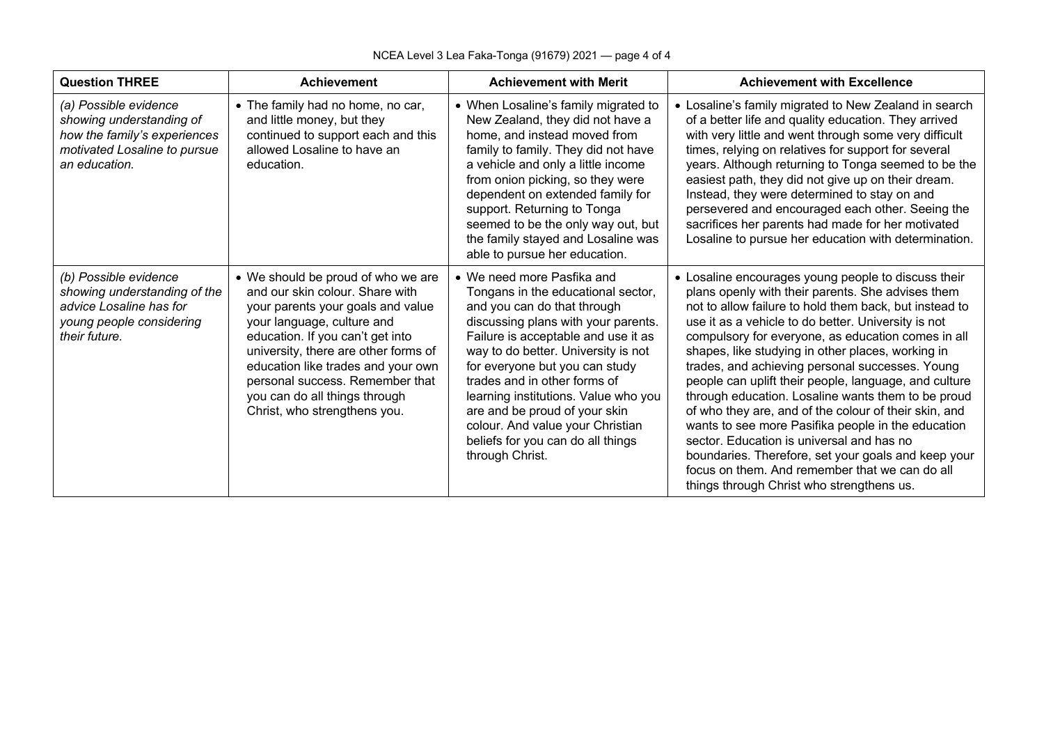| Question THREE | Achievement | Achievement with Merit | Achievement with Excellence |
|---|---|---|---|
| *(a) Possible evidence showing understanding of how the family's experiences motivated Losaline to pursue an education.* | • The family had no home, no car, and little money, but they continued to support each and this allowed Losaline to have an education. | • When Losaline's family migrated to New Zealand, they did not have a home, and instead moved from family to family. They did not have a vehicle and only a little income from onion picking, so they were dependent on extended family for support. Returning to Tonga seemed to be the only way out, but the family stayed and Losaline was able to pursue her education. | • Losaline's family migrated to New Zealand in search of a better life and quality education. They arrived with very little and went through some very difficult times, relying on relatives for support for several years. Although returning to Tonga seemed to be the easiest path, they did not give up on their dream. Instead, they were determined to stay on and persevered and encouraged each other. Seeing the sacrifices her parents had made for her motivated Losaline to pursue her education with determination. |
| *(b) Possible evidence showing understanding of the advice Losaline has for young people considering their future.* | • We should be proud of who we are and our skin colour. Share with your parents your goals and value your language, culture and education. If you can't get into university, there are other forms of education like trades and your own personal success. Remember that you can do all things through Christ, who strengthens you. | • We need more Pasfika and Tongans in the educational sector, and you can do that through discussing plans with your parents. Failure is acceptable and use it as way to do better. University is not for everyone but you can study trades and in other forms of learning institutions. Value who you are and be proud of your skin colour. And value your Christian beliefs for you can do all things through Christ. | • Losaline encourages young people to discuss their plans openly with their parents. She advises them not to allow failure to hold them back, but instead to use it as a vehicle to do better. University is not compulsory for everyone, as education comes in all shapes, like studying in other places, working in trades, and achieving personal successes. Young people can uplift their people, language, and culture through education. Losaline wants them to be proud of who they are, and of the colour of their skin, and wants to see more Pasifika people in the education sector. Education is universal and has no boundaries. Therefore, set your goals and keep your focus on them. And remember that we can do all things through Christ who strengthens us. |